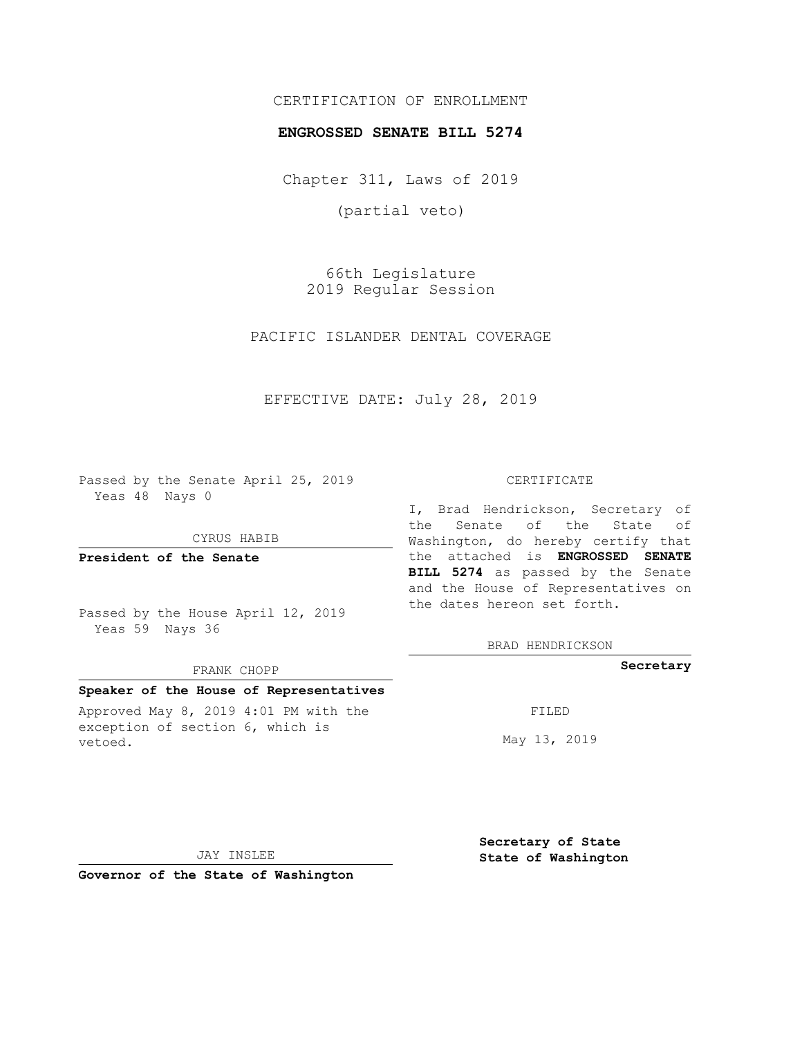CERTIFICATION OF ENROLLMENT

**ENGROSSED SENATE BILL 5274**

Chapter 311, Laws of 2019

(partial veto)

66th Legislature
2019 Regular Session

PACIFIC ISLANDER DENTAL COVERAGE

EFFECTIVE DATE: July 28, 2019

Passed by the Senate April 25, 2019
Yeas 48 Nays 0

CYRUS HABIB

**President of the Senate**

Passed by the House April 12, 2019
Yeas 59 Nays 36

FRANK CHOPP

**Speaker of the House of Representatives**

Approved May 8, 2019 4:01 PM with the exception of section 6, which is vetoed.

JAY INSLEE

**Governor of the State of Washington**

CERTIFICATE

I, Brad Hendrickson, Secretary of the Senate of the State of Washington, do hereby certify that the attached is **ENGROSSED SENATE BILL 5274** as passed by the Senate and the House of Representatives on the dates hereon set forth.

BRAD HENDRICKSON

**Secretary**

FILED

May 13, 2019

**Secretary of State**
**State of Washington**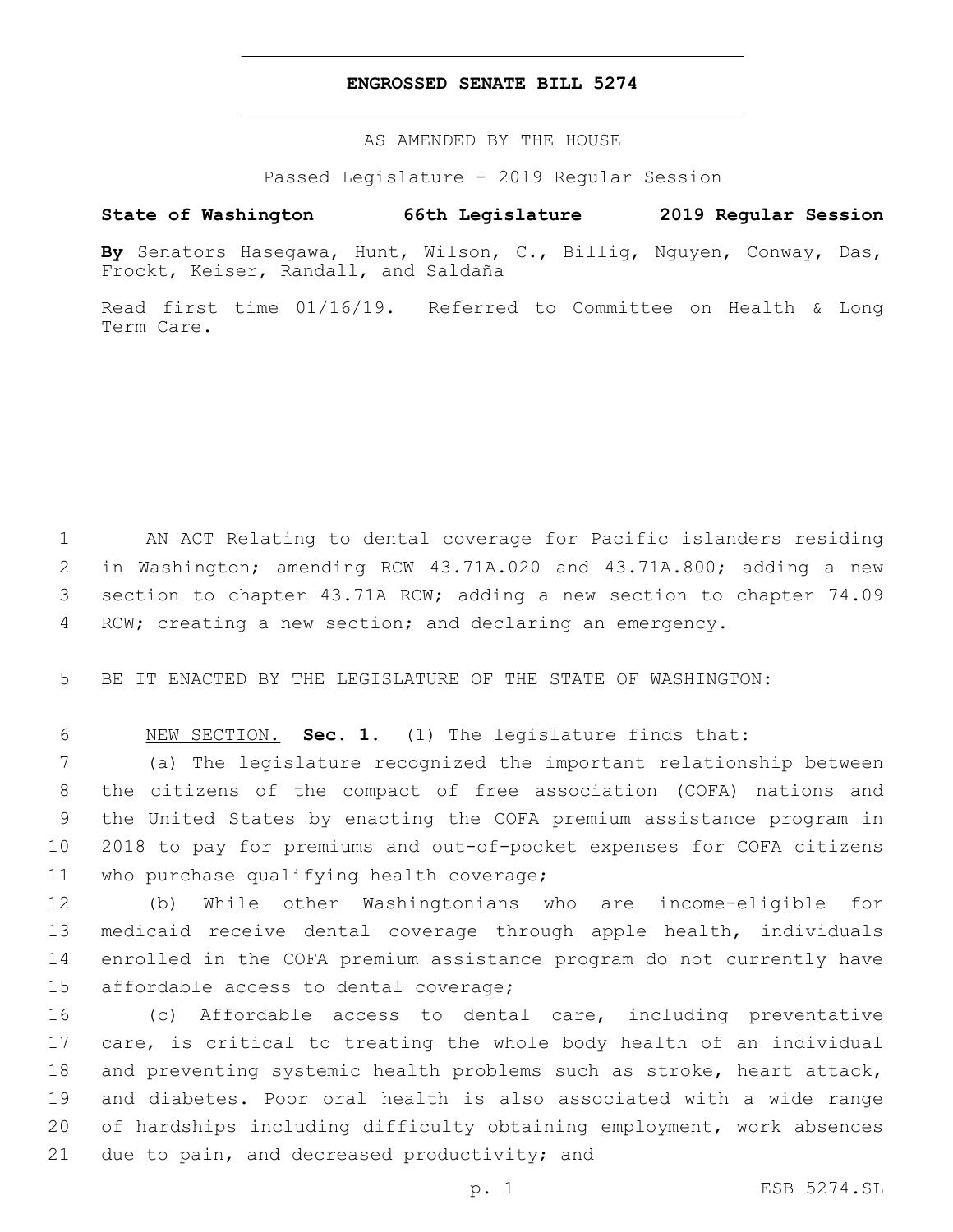**ENGROSSED SENATE BILL 5274**

AS AMENDED BY THE HOUSE

Passed Legislature - 2019 Regular Session

**State of Washington 66th Legislature 2019 Regular Session**

**By** Senators Hasegawa, Hunt, Wilson, C., Billig, Nguyen, Conway, Das, Frockt, Keiser, Randall, and Saldaña

Read first time 01/16/19. Referred to Committee on Health & Long Term Care.

AN ACT Relating to dental coverage for Pacific islanders residing in Washington; amending RCW 43.71A.020 and 43.71A.800; adding a new section to chapter 43.71A RCW; adding a new section to chapter 74.09 RCW; creating a new section; and declaring an emergency.

BE IT ENACTED BY THE LEGISLATURE OF THE STATE OF WASHINGTON:

NEW SECTION. **Sec. 1.** (1) The legislature finds that:

(a) The legislature recognized the important relationship between the citizens of the compact of free association (COFA) nations and the United States by enacting the COFA premium assistance program in 2018 to pay for premiums and out-of-pocket expenses for COFA citizens who purchase qualifying health coverage;

(b) While other Washingtonians who are income-eligible for medicaid receive dental coverage through apple health, individuals enrolled in the COFA premium assistance program do not currently have affordable access to dental coverage;

(c) Affordable access to dental care, including preventative care, is critical to treating the whole body health of an individual and preventing systemic health problems such as stroke, heart attack, and diabetes. Poor oral health is also associated with a wide range of hardships including difficulty obtaining employment, work absences due to pain, and decreased productivity; and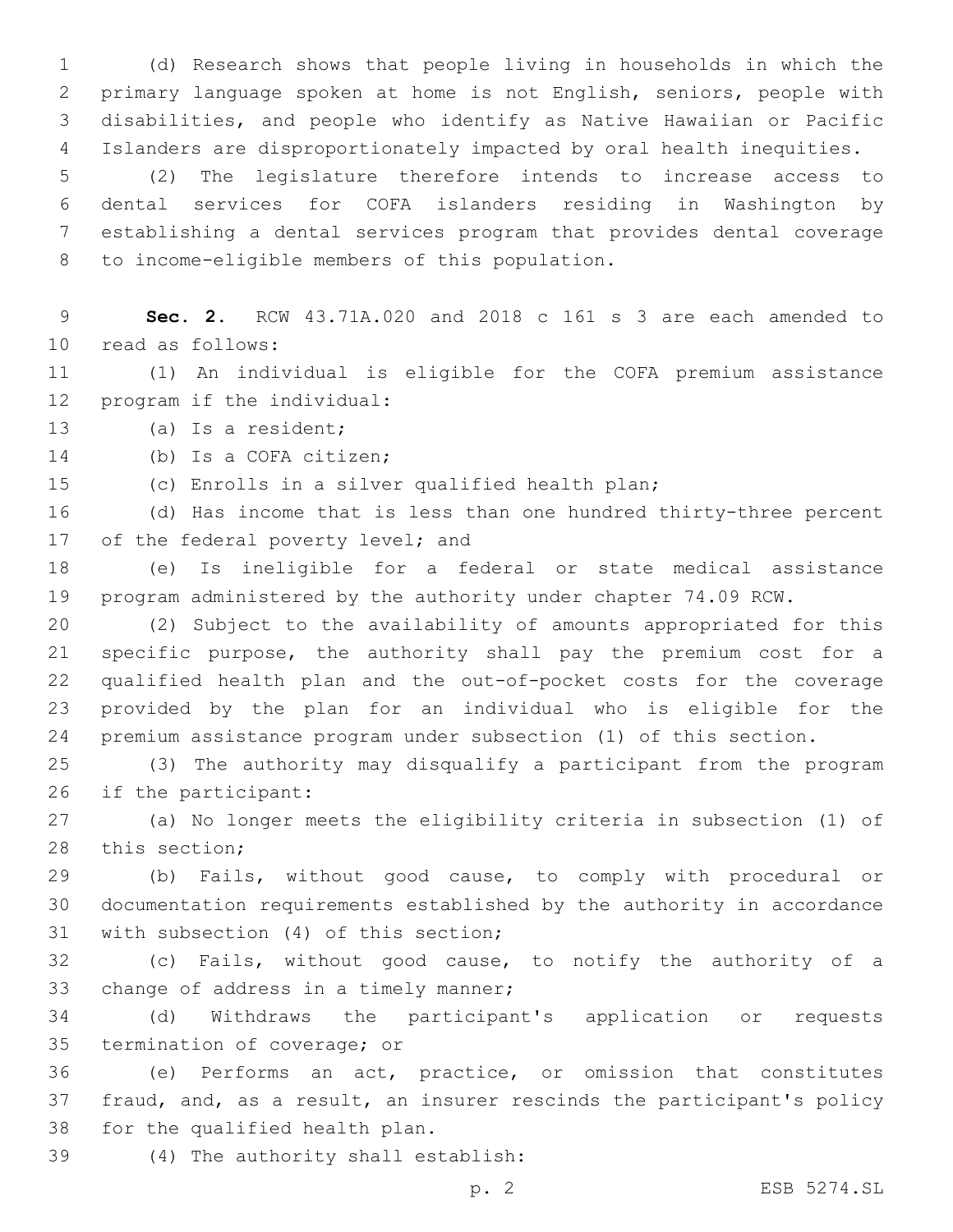(d) Research shows that people living in households in which the primary language spoken at home is not English, seniors, people with disabilities, and people who identify as Native Hawaiian or Pacific Islanders are disproportionately impacted by oral health inequities.

(2) The legislature therefore intends to increase access to dental services for COFA islanders residing in Washington by establishing a dental services program that provides dental coverage to income-eligible members of this population.

**Sec. 2.** RCW 43.71A.020 and 2018 c 161 s 3 are each amended to read as follows:

(1) An individual is eligible for the COFA premium assistance program if the individual:

(a) Is a resident;

(b) Is a COFA citizen;

(c) Enrolls in a silver qualified health plan;

(d) Has income that is less than one hundred thirty-three percent of the federal poverty level; and

(e) Is ineligible for a federal or state medical assistance program administered by the authority under chapter 74.09 RCW.

(2) Subject to the availability of amounts appropriated for this specific purpose, the authority shall pay the premium cost for a qualified health plan and the out-of-pocket costs for the coverage provided by the plan for an individual who is eligible for the premium assistance program under subsection (1) of this section.

(3) The authority may disqualify a participant from the program if the participant:

(a) No longer meets the eligibility criteria in subsection (1) of this section;

(b) Fails, without good cause, to comply with procedural or documentation requirements established by the authority in accordance with subsection (4) of this section;

(c) Fails, without good cause, to notify the authority of a change of address in a timely manner;

(d) Withdraws the participant's application or requests termination of coverage; or

(e) Performs an act, practice, or omission that constitutes fraud, and, as a result, an insurer rescinds the participant's policy for the qualified health plan.

(4) The authority shall establish: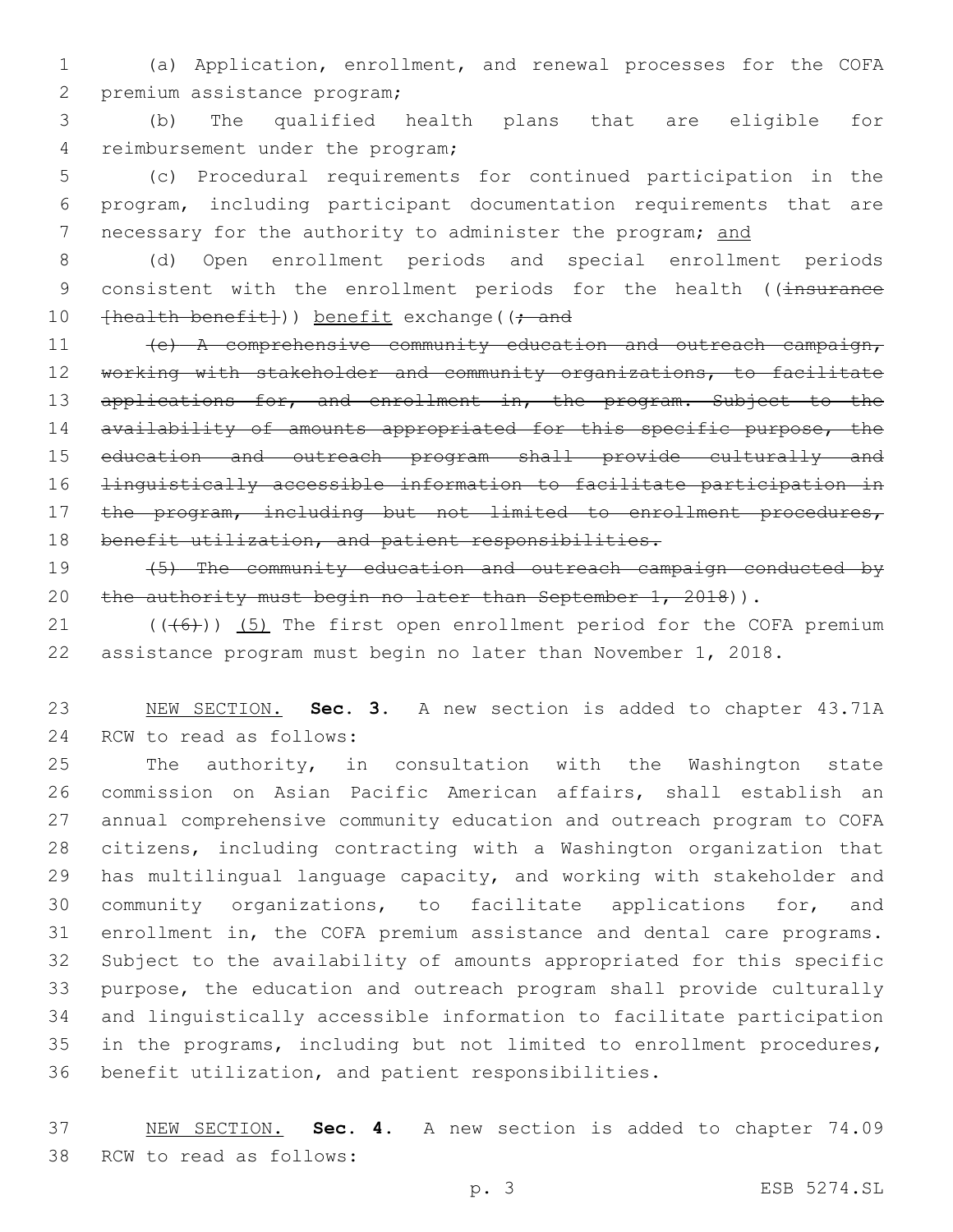(a) Application, enrollment, and renewal processes for the COFA premium assistance program;

(b) The qualified health plans that are eligible for reimbursement under the program;

(c) Procedural requirements for continued participation in the program, including participant documentation requirements that are necessary for the authority to administer the program; and

(d) Open enrollment periods and special enrollment periods consistent with the enrollment periods for the health ((~~insurance [health benefit]~~)) benefit exchange((~~; and~~

~~(e) A comprehensive community education and outreach campaign, working with stakeholder and community organizations, to facilitate applications for, and enrollment in, the program. Subject to the availability of amounts appropriated for this specific purpose, the education and outreach program shall provide culturally and linguistically accessible information to facilitate participation in the program, including but not limited to enrollment procedures, benefit utilization, and patient responsibilities.~~

~~(5) The community education and outreach campaign conducted by the authority must begin no later than September 1, 2018~~)).

((~~(6)~~)) (5) The first open enrollment period for the COFA premium assistance program must begin no later than November 1, 2018.

NEW SECTION. **Sec. 3.** A new section is added to chapter 43.71A RCW to read as follows:

The authority, in consultation with the Washington state commission on Asian Pacific American affairs, shall establish an annual comprehensive community education and outreach program to COFA citizens, including contracting with a Washington organization that has multilingual language capacity, and working with stakeholder and community organizations, to facilitate applications for, and enrollment in, the COFA premium assistance and dental care programs. Subject to the availability of amounts appropriated for this specific purpose, the education and outreach program shall provide culturally and linguistically accessible information to facilitate participation in the programs, including but not limited to enrollment procedures, benefit utilization, and patient responsibilities.

NEW SECTION. **Sec. 4.** A new section is added to chapter 74.09 RCW to read as follows: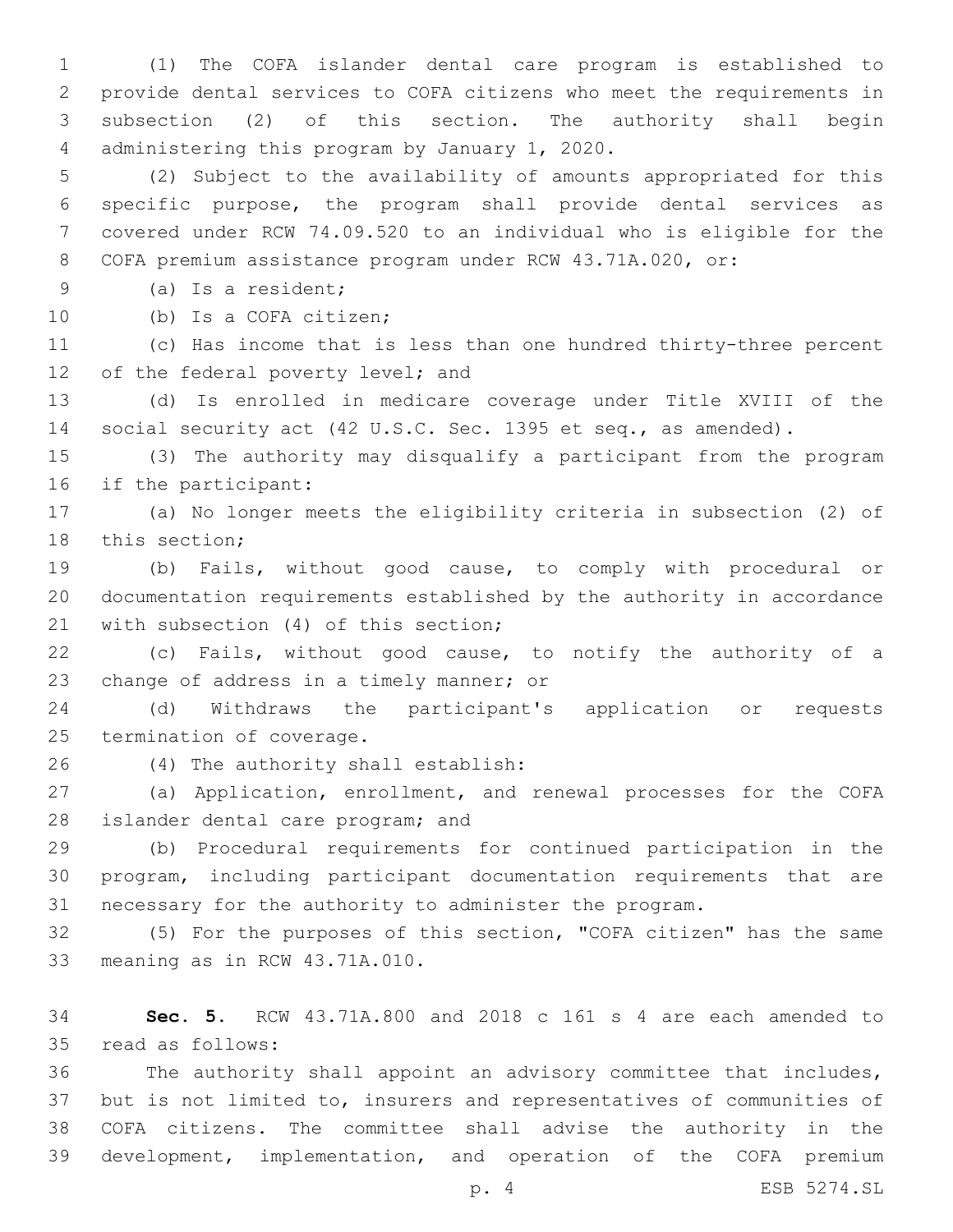(1) The COFA islander dental care program is established to provide dental services to COFA citizens who meet the requirements in subsection (2) of this section. The authority shall begin administering this program by January 1, 2020.

(2) Subject to the availability of amounts appropriated for this specific purpose, the program shall provide dental services as covered under RCW 74.09.520 to an individual who is eligible for the COFA premium assistance program under RCW 43.71A.020, or:

(a) Is a resident;

(b) Is a COFA citizen;

(c) Has income that is less than one hundred thirty-three percent of the federal poverty level; and

(d) Is enrolled in medicare coverage under Title XVIII of the social security act (42 U.S.C. Sec. 1395 et seq., as amended).

(3) The authority may disqualify a participant from the program if the participant:

(a) No longer meets the eligibility criteria in subsection (2) of this section;

(b) Fails, without good cause, to comply with procedural or documentation requirements established by the authority in accordance with subsection (4) of this section;

(c) Fails, without good cause, to notify the authority of a change of address in a timely manner; or

(d) Withdraws the participant's application or requests termination of coverage.

(4) The authority shall establish:

(a) Application, enrollment, and renewal processes for the COFA islander dental care program; and

(b) Procedural requirements for continued participation in the program, including participant documentation requirements that are necessary for the authority to administer the program.

(5) For the purposes of this section, "COFA citizen" has the same meaning as in RCW 43.71A.010.

**Sec. 5.** RCW 43.71A.800 and 2018 c 161 s 4 are each amended to read as follows:

The authority shall appoint an advisory committee that includes, but is not limited to, insurers and representatives of communities of COFA citizens. The committee shall advise the authority in the development, implementation, and operation of the COFA premium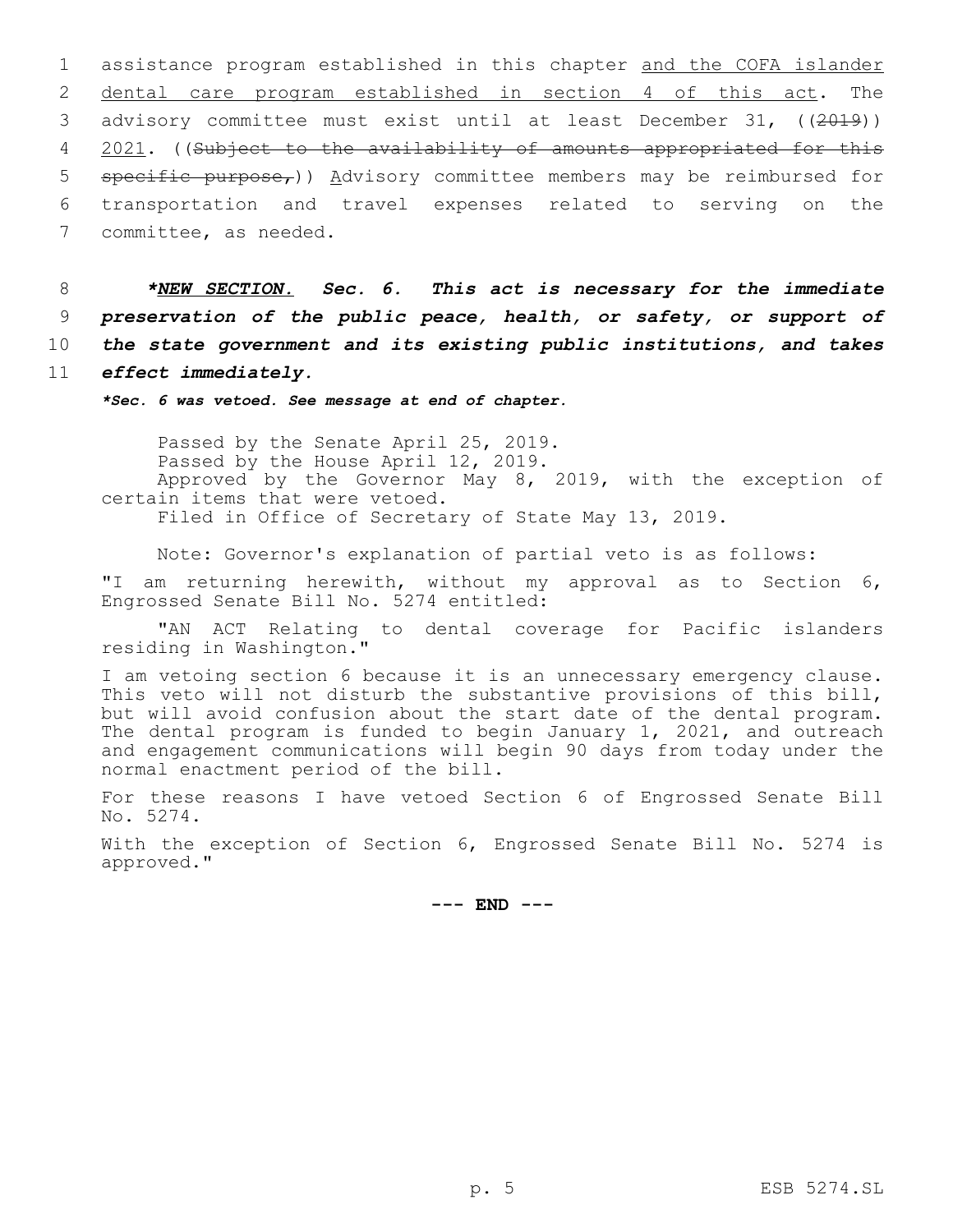assistance program established in this chapter and the COFA islander dental care program established in section 4 of this act. The advisory committee must exist until at least December 31, ((2019)) 2021. ((Subject to the availability of amounts appropriated for this specific purpose,)) Advisory committee members may be reimbursed for transportation and travel expenses related to serving on the committee, as needed.

***NEW SECTION. Sec. 6. This act is necessary for the immediate preservation of the public peace, health, or safety, or support of the state government and its existing public institutions, and takes effect immediately.***

***\*Sec. 6 was vetoed. See message at end of chapter.***

Passed by the Senate April 25, 2019.
Passed by the House April 12, 2019.
Approved by the Governor May 8, 2019, with the exception of certain items that were vetoed.
Filed in Office of Secretary of State May 13, 2019.

Note: Governor's explanation of partial veto is as follows:

"I am returning herewith, without my approval as to Section 6, Engrossed Senate Bill No. 5274 entitled:

"AN ACT Relating to dental coverage for Pacific islanders residing in Washington."

I am vetoing section 6 because it is an unnecessary emergency clause. This veto will not disturb the substantive provisions of this bill, but will avoid confusion about the start date of the dental program. The dental program is funded to begin January 1, 2021, and outreach and engagement communications will begin 90 days from today under the normal enactment period of the bill.

For these reasons I have vetoed Section 6 of Engrossed Senate Bill No. 5274.

With the exception of Section 6, Engrossed Senate Bill No. 5274 is approved."

**--- END ---**